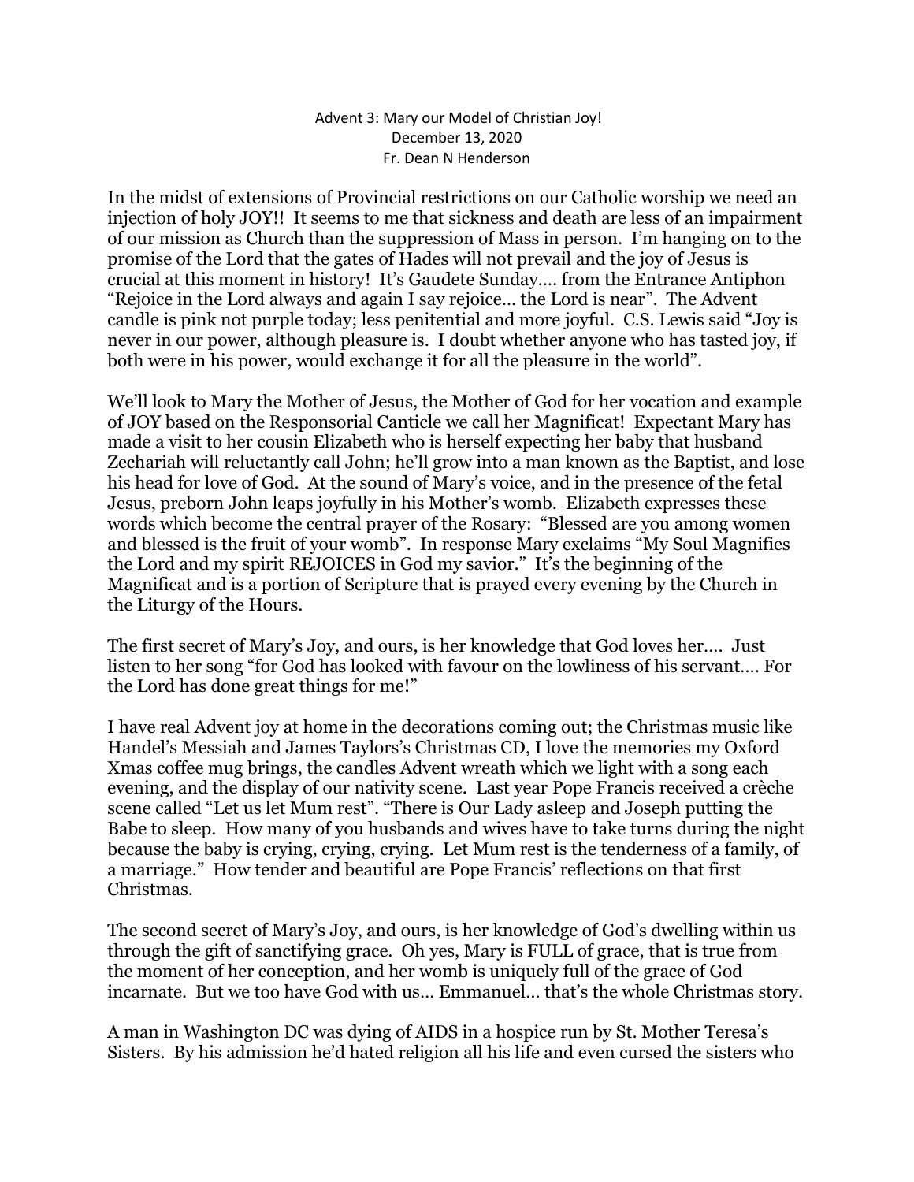Advent 3: Mary our Model of Christian Joy!
December 13, 2020
Fr. Dean N Henderson

In the midst of extensions of Provincial restrictions on our Catholic worship we need an injection of holy JOY!! It seems to me that sickness and death are less of an impairment of our mission as Church than the suppression of Mass in person. I'm hanging on to the promise of the Lord that the gates of Hades will not prevail and the joy of Jesus is crucial at this moment in history! It's Gaudete Sunday…. from the Entrance Antiphon "Rejoice in the Lord always and again I say rejoice… the Lord is near". The Advent candle is pink not purple today; less penitential and more joyful. C.S. Lewis said "Joy is never in our power, although pleasure is. I doubt whether anyone who has tasted joy, if both were in his power, would exchange it for all the pleasure in the world".

We'll look to Mary the Mother of Jesus, the Mother of God for her vocation and example of JOY based on the Responsorial Canticle we call her Magnificat! Expectant Mary has made a visit to her cousin Elizabeth who is herself expecting her baby that husband Zechariah will reluctantly call John; he'll grow into a man known as the Baptist, and lose his head for love of God. At the sound of Mary's voice, and in the presence of the fetal Jesus, preborn John leaps joyfully in his Mother's womb. Elizabeth expresses these words which become the central prayer of the Rosary: "Blessed are you among women and blessed is the fruit of your womb". In response Mary exclaims "My Soul Magnifies the Lord and my spirit REJOICES in God my savior." It's the beginning of the Magnificat and is a portion of Scripture that is prayed every evening by the Church in the Liturgy of the Hours.

The first secret of Mary's Joy, and ours, is her knowledge that God loves her…. Just listen to her song "for God has looked with favour on the lowliness of his servant…. For the Lord has done great things for me!"

I have real Advent joy at home in the decorations coming out; the Christmas music like Handel's Messiah and James Taylors's Christmas CD, I love the memories my Oxford Xmas coffee mug brings, the candles Advent wreath which we light with a song each evening, and the display of our nativity scene. Last year Pope Francis received a crèche scene called "Let us let Mum rest". "There is Our Lady asleep and Joseph putting the Babe to sleep. How many of you husbands and wives have to take turns during the night because the baby is crying, crying, crying. Let Mum rest is the tenderness of a family, of a marriage." How tender and beautiful are Pope Francis' reflections on that first Christmas.

The second secret of Mary's Joy, and ours, is her knowledge of God's dwelling within us through the gift of sanctifying grace. Oh yes, Mary is FULL of grace, that is true from the moment of her conception, and her womb is uniquely full of the grace of God incarnate. But we too have God with us… Emmanuel… that's the whole Christmas story.

A man in Washington DC was dying of AIDS in a hospice run by St. Mother Teresa's Sisters. By his admission he'd hated religion all his life and even cursed the sisters who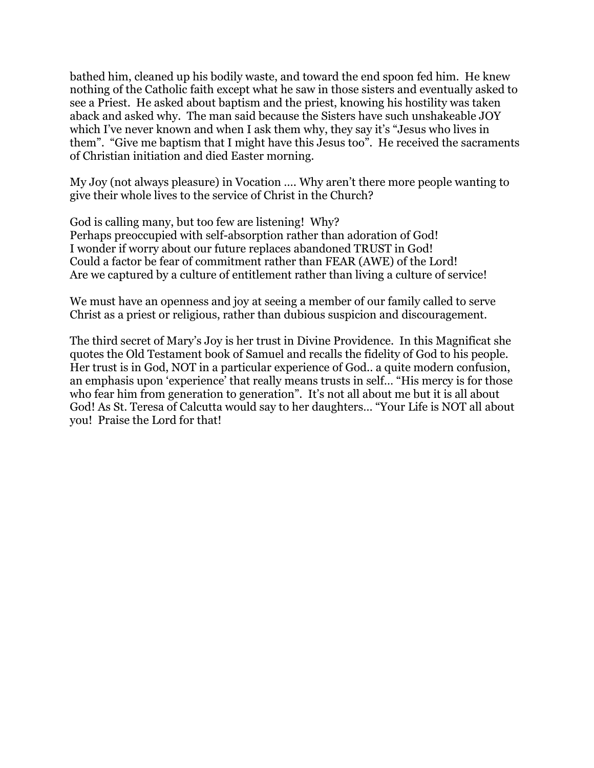bathed him, cleaned up his bodily waste, and toward the end spoon fed him. He knew nothing of the Catholic faith except what he saw in those sisters and eventually asked to see a Priest. He asked about baptism and the priest, knowing his hostility was taken aback and asked why. The man said because the Sisters have such unshakeable JOY which I've never known and when I ask them why, they say it's "Jesus who lives in them". "Give me baptism that I might have this Jesus too". He received the sacraments of Christian initiation and died Easter morning.

My Joy (not always pleasure) in Vocation .... Why aren't there more people wanting to give their whole lives to the service of Christ in the Church?

God is calling many, but too few are listening! Why?
Perhaps preoccupied with self-absorption rather than adoration of God!
I wonder if worry about our future replaces abandoned TRUST in God!
Could a factor be fear of commitment rather than FEAR (AWE) of the Lord!
Are we captured by a culture of entitlement rather than living a culture of service!

We must have an openness and joy at seeing a member of our family called to serve Christ as a priest or religious, rather than dubious suspicion and discouragement.

The third secret of Mary's Joy is her trust in Divine Providence. In this Magnificat she quotes the Old Testament book of Samuel and recalls the fidelity of God to his people. Her trust is in God, NOT in a particular experience of God.. a quite modern confusion, an emphasis upon 'experience' that really means trusts in self… "His mercy is for those who fear him from generation to generation". It's not all about me but it is all about God! As St. Teresa of Calcutta would say to her daughters… "Your Life is NOT all about you! Praise the Lord for that!